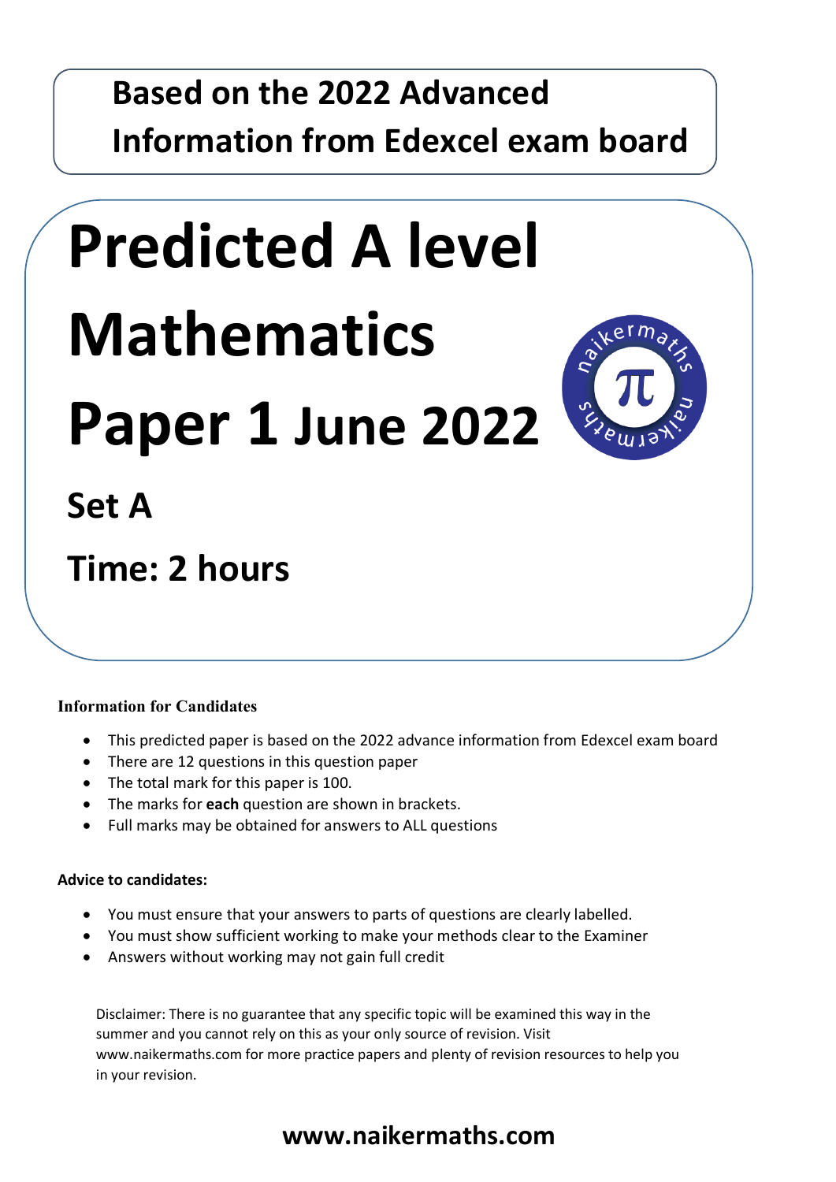**Based on the 2022 Advanced Information from Edexcel exam board**

# Predicted A level Mathematics Paper 1 June 2022

## Set A

## Time: 2 hours

**Information for Candidates**

- This predicted paper is based on the 2022 advance information from Edexcel exam board
- There are 12 questions in this question paper
- The total mark for this paper is 100.
- The marks for **each** question are shown in brackets.
- Full marks may be obtained for answers to ALL questions

**Advice to candidates:**

- You must ensure that your answers to parts of questions are clearly labelled.
- You must show sufficient working to make your methods clear to the Examiner
- Answers without working may not gain full credit

Disclaimer: There is no guarantee that any specific topic will be examined this way in the summer and you cannot rely on this as your only source of revision. Visit www.naikermaths.com for more practice papers and plenty of revision resources to help you in your revision.

**www.naikermaths.com**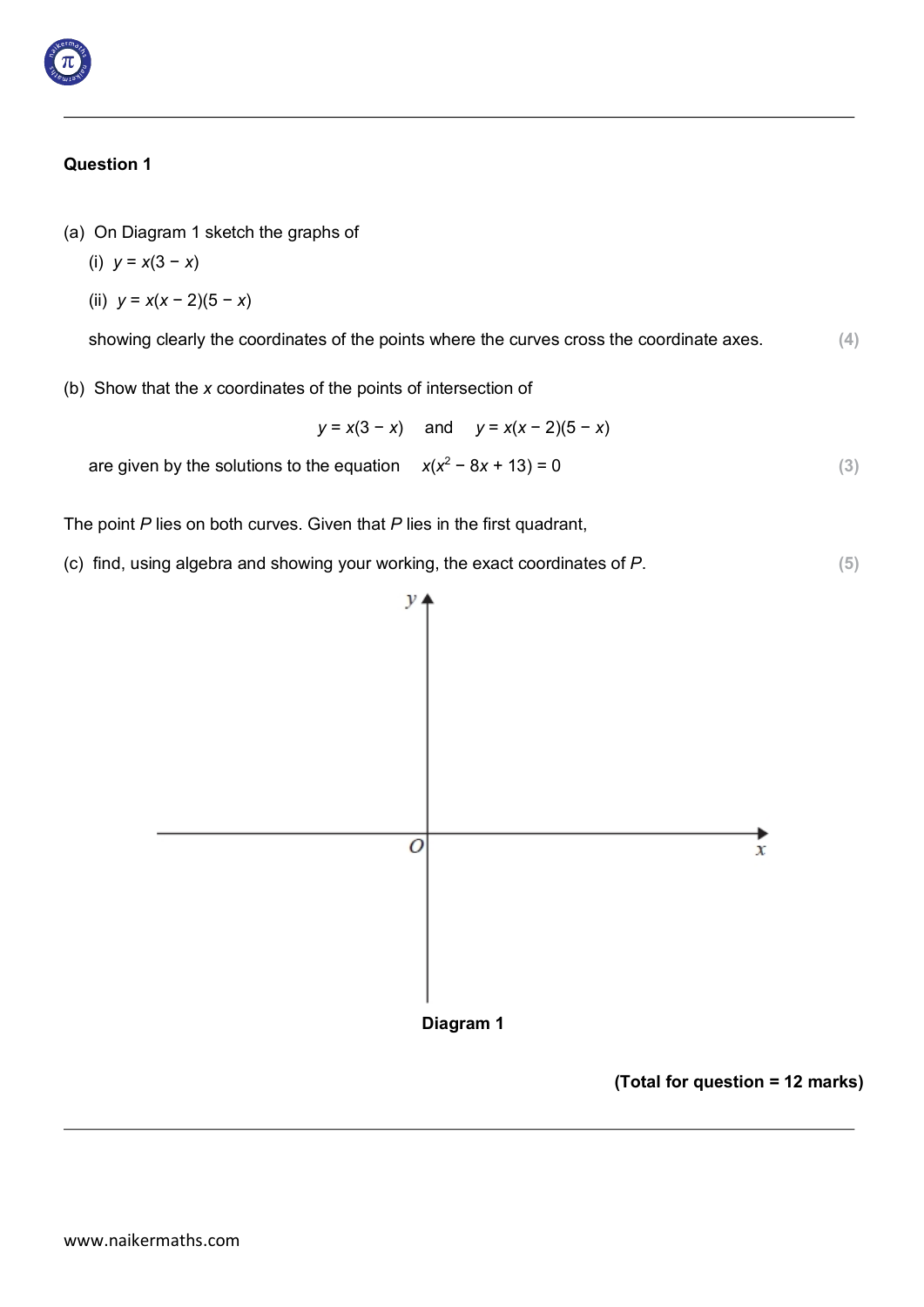**Question 1**

(a) On Diagram 1 sketch the graphs of

(i) $y = x(3 - x)$

(ii) $y = x(x - 2)(5 - x)$

showing clearly the coordinates of the points where the curves cross the coordinate axes. **(4)**

(b) Show that the $x$ coordinates of the points of intersection of

$$y = x(3 - x) \quad \text{and} \quad y = x(x - 2)(5 - x)$$

are given by the solutions to the equation $x(x^2 - 8x + 13) = 0$ **(3)**

The point $P$ lies on both curves. Given that $P$ lies in the first quadrant,

(c) find, using algebra and showing your working, the exact coordinates of $P$. **(5)**

**Diagram 1**

**(Total for question = 12 marks)**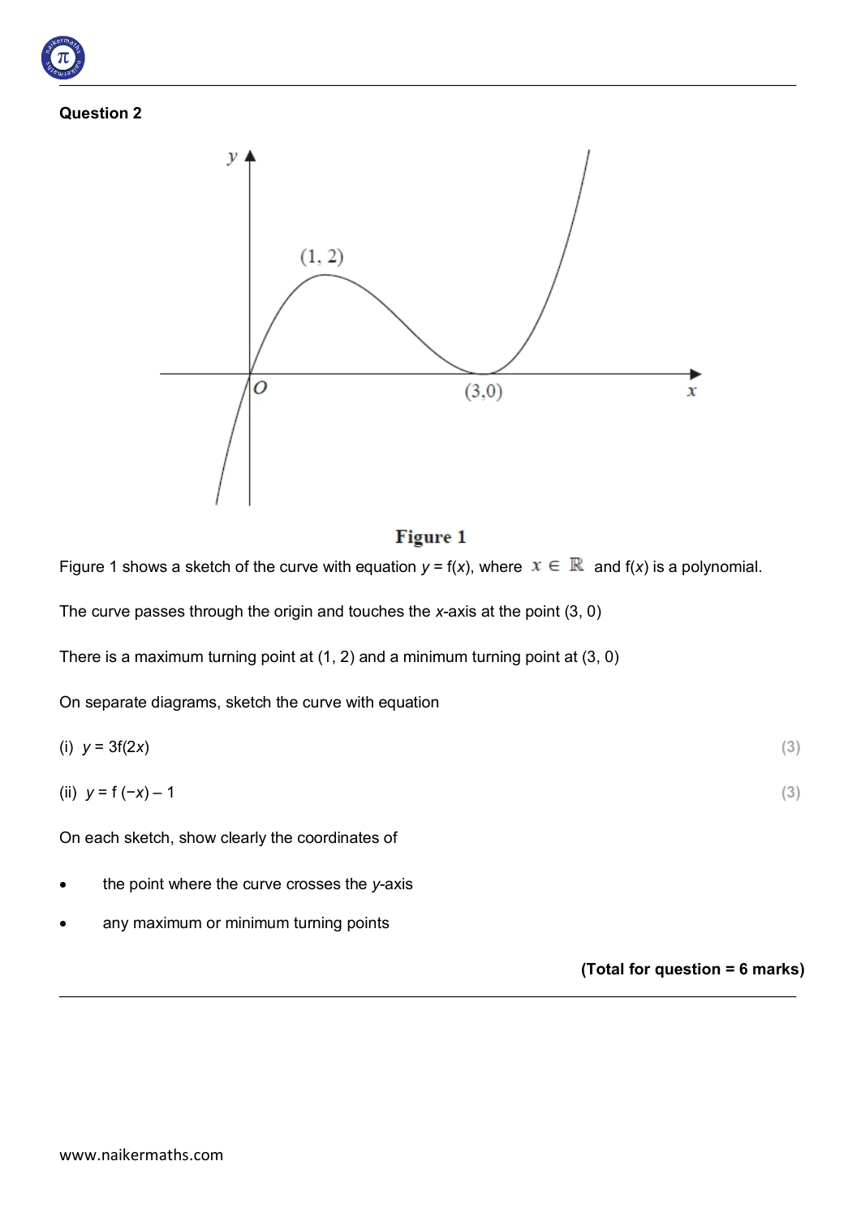## Question 2

**Figure 1**

Figure 1 shows a sketch of the curve with equation $y = f(x)$, where $x \in \mathbb{R}$ and $f(x)$ is a polynomial.

The curve passes through the origin and touches the $x$-axis at the point $(3, 0)$

There is a maximum turning point at $(1, 2)$ and a minimum turning point at $(3, 0)$

On separate diagrams, sketch the curve with equation

(i) $y = 3f(2x)$ **(3)**

(ii) $y = f(-x) - 1$ **(3)**

On each sketch, show clearly the coordinates of

- the point where the curve crosses the $y$-axis
- any maximum or minimum turning points

**(Total for question = 6 marks)**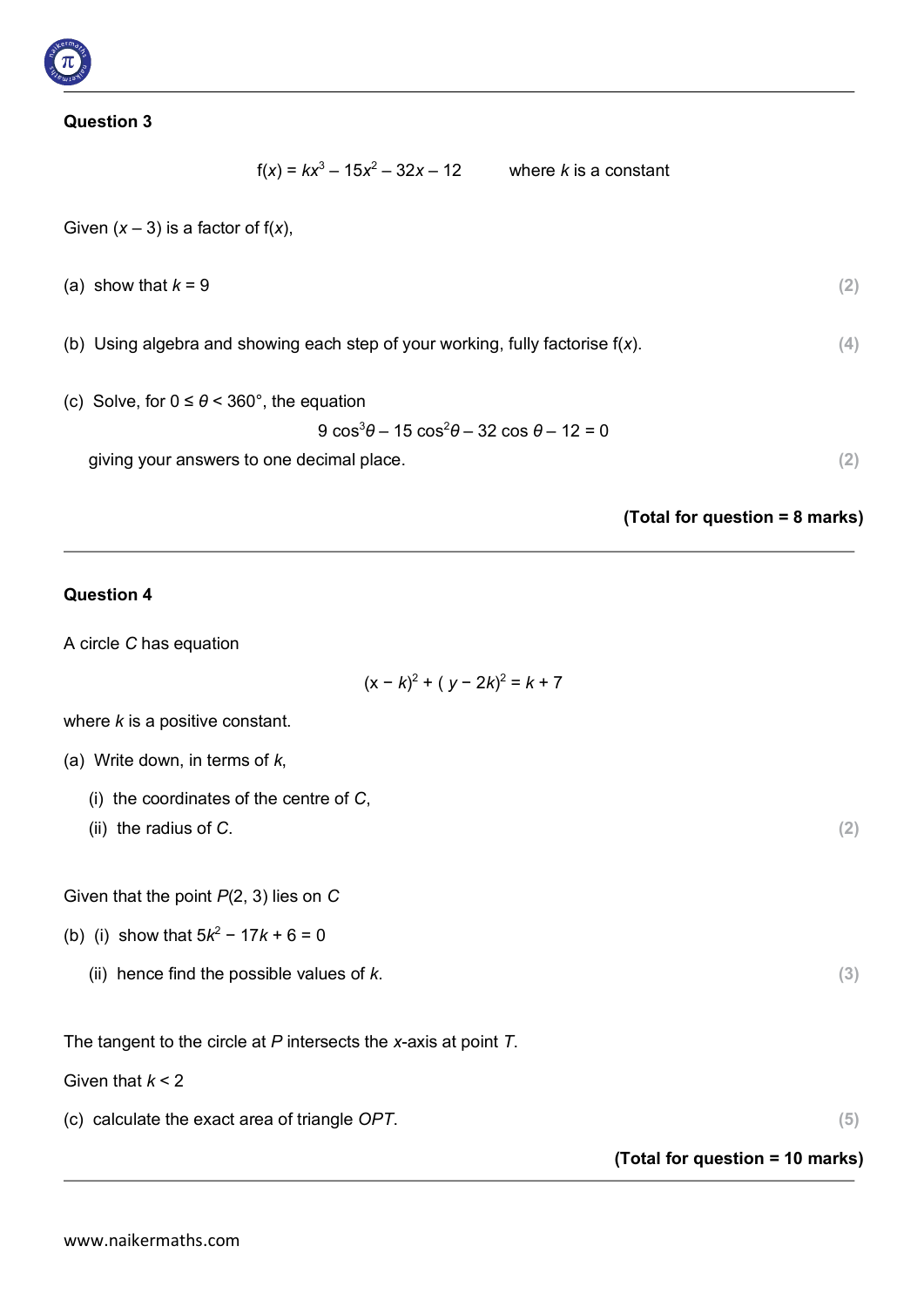### Question 3

$$f(x) = kx^3 - 15x^2 - 32x - 12 \qquad \text{where } k \text{ is a constant}$$

Given $(x - 3)$ is a factor of $f(x)$,

(a) show that $k = 9$ **(2)**

(b) Using algebra and showing each step of your working, fully factorise $f(x)$. **(4)**

(c) Solve, for $0 \leq \theta < 360°$, the equation

$$9\cos^3\theta - 15\cos^2\theta - 32\cos\theta - 12 = 0$$

giving your answers to one decimal place. **(2)**

**(Total for question = 8 marks)**

---

### Question 4

A circle $C$ has equation

$$(x - k)^2 + (y - 2k)^2 = k + 7$$

where $k$ is a positive constant.

(a) Write down, in terms of $k$,

(i) the coordinates of the centre of $C$,

(ii) the radius of $C$. **(2)**

Given that the point $P(2, 3)$ lies on $C$

(b) (i) show that $5k^2 - 17k + 6 = 0$

(ii) hence find the possible values of $k$. **(3)**

The tangent to the circle at $P$ intersects the $x$-axis at point $T$.

Given that $k < 2$

(c) calculate the exact area of triangle $OPT$. **(5)**

**(Total for question = 10 marks)**

---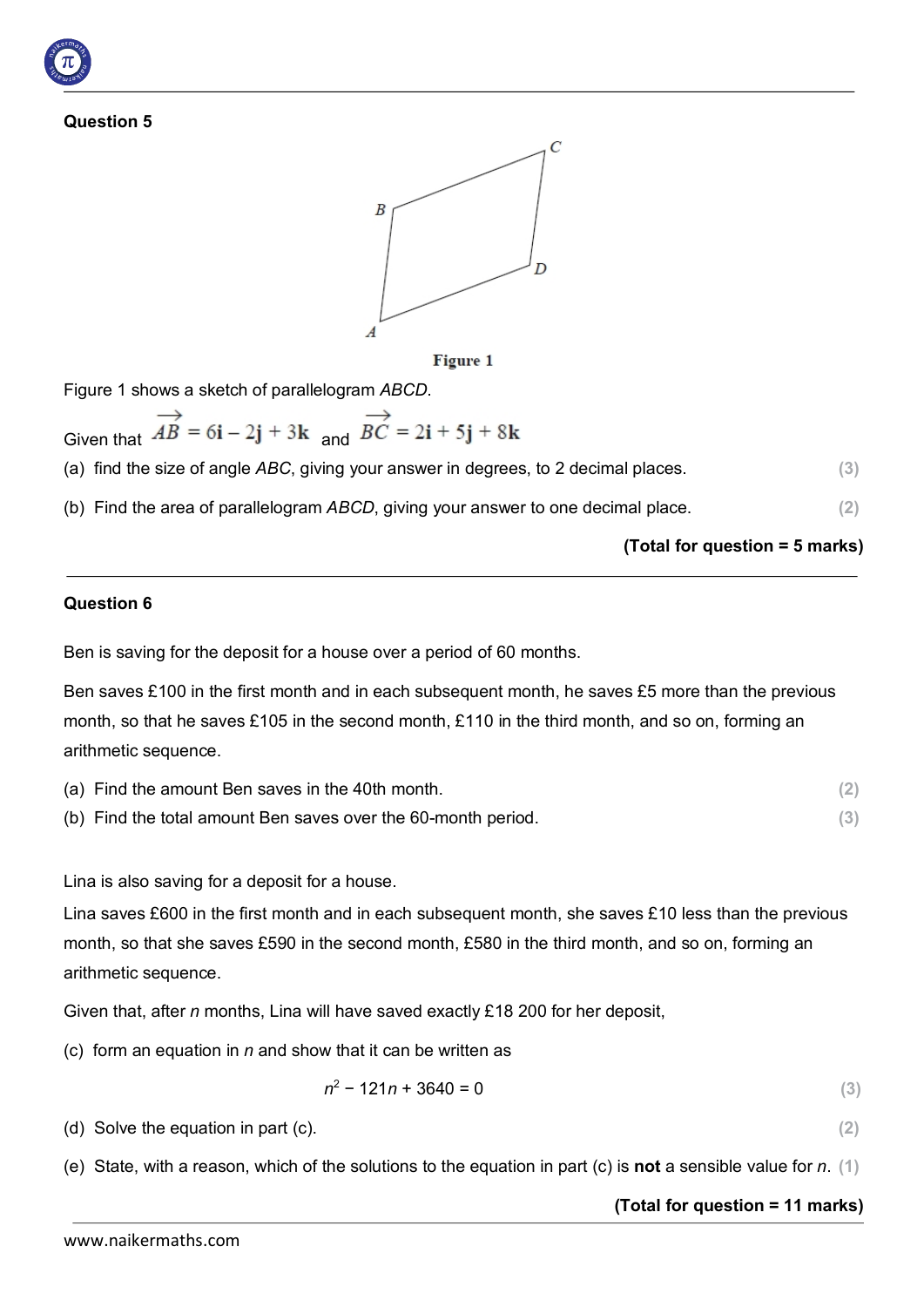## Question 5

Figure 1

Figure 1 shows a sketch of parallelogram *ABCD*.

Given that $\overrightarrow{AB} = 6\mathbf{i} - 2\mathbf{j} + 3\mathbf{k}$ and $\overrightarrow{BC} = 2\mathbf{i} + 5\mathbf{j} + 8\mathbf{k}$

(a) find the size of angle *ABC*, giving your answer in degrees, to 2 decimal places. **(3)**

(b) Find the area of parallelogram *ABCD*, giving your answer to one decimal place. **(2)**

**(Total for question = 5 marks)**

---

## Question 6

Ben is saving for the deposit for a house over a period of 60 months.

Ben saves £100 in the first month and in each subsequent month, he saves £5 more than the previous month, so that he saves £105 in the second month, £110 in the third month, and so on, forming an arithmetic sequence.

(a) Find the amount Ben saves in the 40th month. **(2)**

(b) Find the total amount Ben saves over the 60-month period. **(3)**

Lina is also saving for a deposit for a house.

Lina saves £600 in the first month and in each subsequent month, she saves £10 less than the previous month, so that she saves £590 in the second month, £580 in the third month, and so on, forming an arithmetic sequence.

Given that, after $n$ months, Lina will have saved exactly £18 200 for her deposit,

(c) form an equation in $n$ and show that it can be written as

$$n^2 - 121n + 3640 = 0$$

**(3)**

(d) Solve the equation in part (c). **(2)**

(e) State, with a reason, which of the solutions to the equation in part (c) is **not** a sensible value for $n$. **(1)**

**(Total for question = 11 marks)**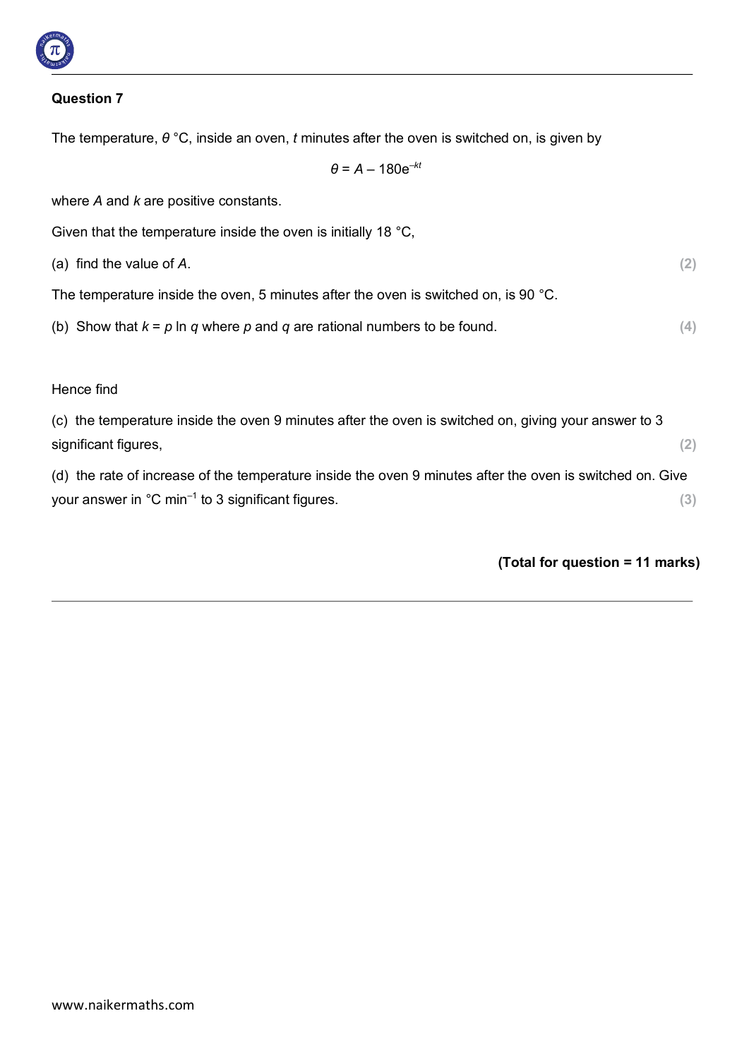## Question 7

The temperature, $\theta$ °C, inside an oven, $t$ minutes after the oven is switched on, is given by

$$\theta = A - 180e^{-kt}$$

where $A$ and $k$ are positive constants.

Given that the temperature inside the oven is initially 18 °C,

(a) find the value of $A$. **(2)**

The temperature inside the oven, 5 minutes after the oven is switched on, is 90 °C.

(b) Show that $k = p \ln q$ where $p$ and $q$ are rational numbers to be found. **(4)**

Hence find

(c) the temperature inside the oven 9 minutes after the oven is switched on, giving your answer to 3 significant figures, **(2)**

(d) the rate of increase of the temperature inside the oven 9 minutes after the oven is switched on. Give your answer in °C min$^{-1}$ to 3 significant figures. **(3)**

**(Total for question = 11 marks)**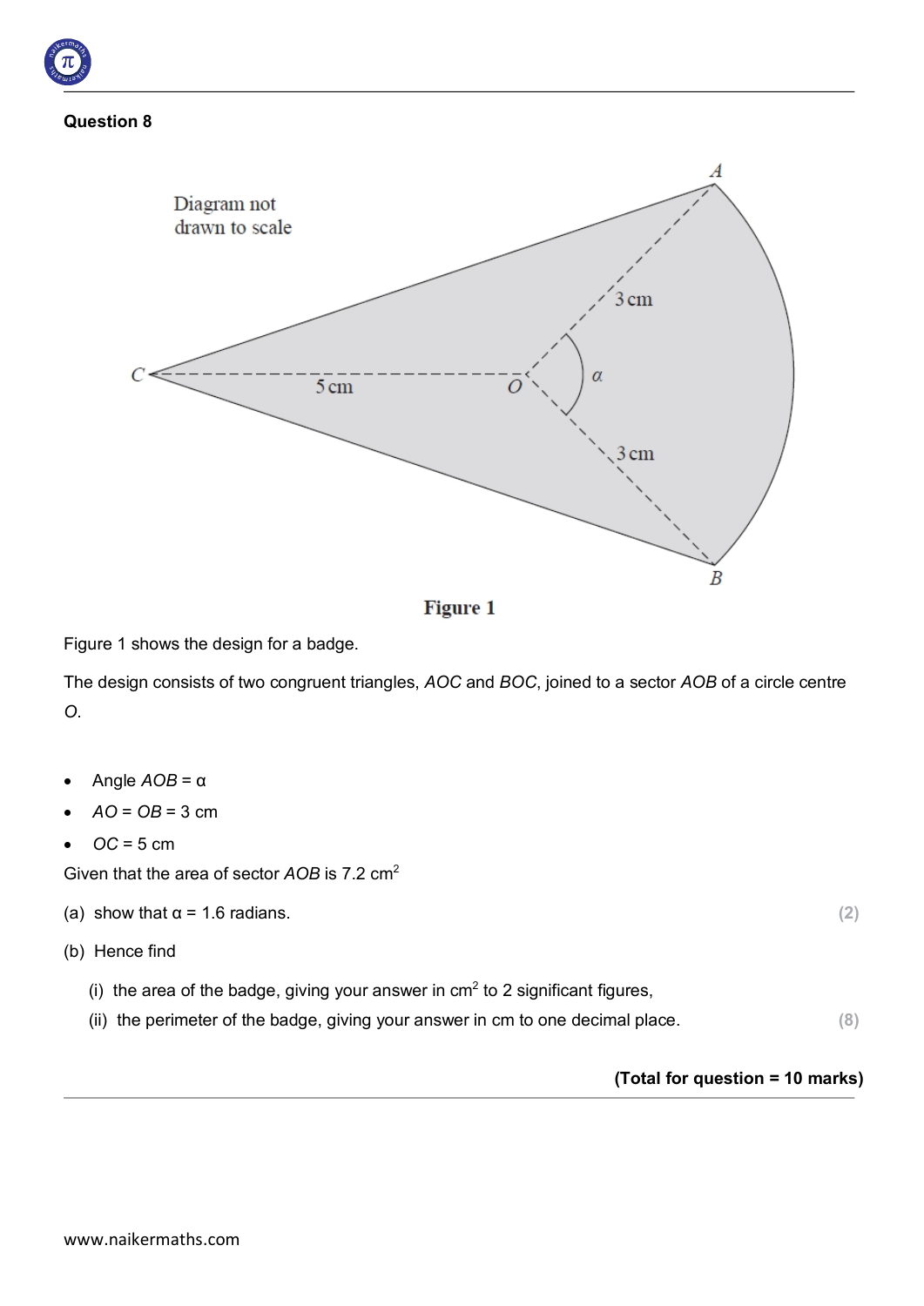## Question 8

Figure 1

Figure 1 shows the design for a badge.

The design consists of two congruent triangles, *AOC* and *BOC*, joined to a sector *AOB* of a circle centre *O*.

- Angle *AOB* = α
- *AO* = *OB* = 3 cm
- *OC* = 5 cm

Given that the area of sector *AOB* is 7.2 cm$^2$

(a) show that α = 1.6 radians. **(2)**

(b) Hence find

  (i) the area of the badge, giving your answer in cm$^2$ to 2 significant figures,

  (ii) the perimeter of the badge, giving your answer in cm to one decimal place. **(8)**

**(Total for question = 10 marks)**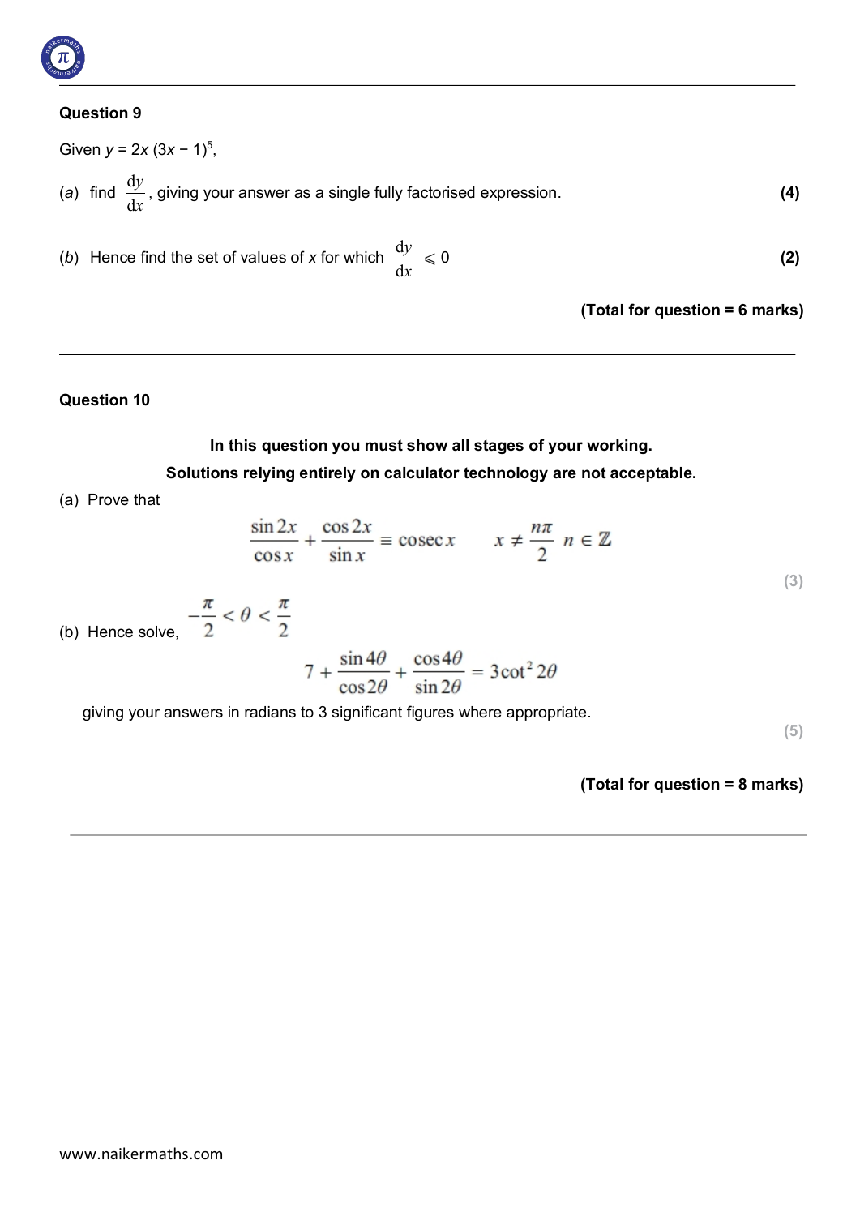**Question 9**

Given $y = 2x(3x - 1)^5$,

(*a*) find $\frac{\mathrm{d}y}{\mathrm{d}x}$, giving your answer as a single fully factorised expression. **(4)**

(*b*) Hence find the set of values of $x$ for which $\frac{\mathrm{d}y}{\mathrm{d}x} \leqslant 0$ **(2)**

**(Total for question = 6 marks)**

---

**Question 10**

**In this question you must show all stages of your working.**

**Solutions relying entirely on calculator technology are not acceptable.**

(a) Prove that

$$\frac{\sin 2x}{\cos x} + \frac{\cos 2x}{\sin x} \equiv \operatorname{cosec} x \qquad x \neq \frac{n\pi}{2} \;\; n \in \mathbb{Z}$$

(3)

(b) Hence solve, $-\frac{\pi}{2} < \theta < \frac{\pi}{2}$

$$7 + \frac{\sin 4\theta}{\cos 2\theta} + \frac{\cos 4\theta}{\sin 2\theta} = 3\cot^2 2\theta$$

giving your answers in radians to 3 significant figures where appropriate.

(5)

**(Total for question = 8 marks)**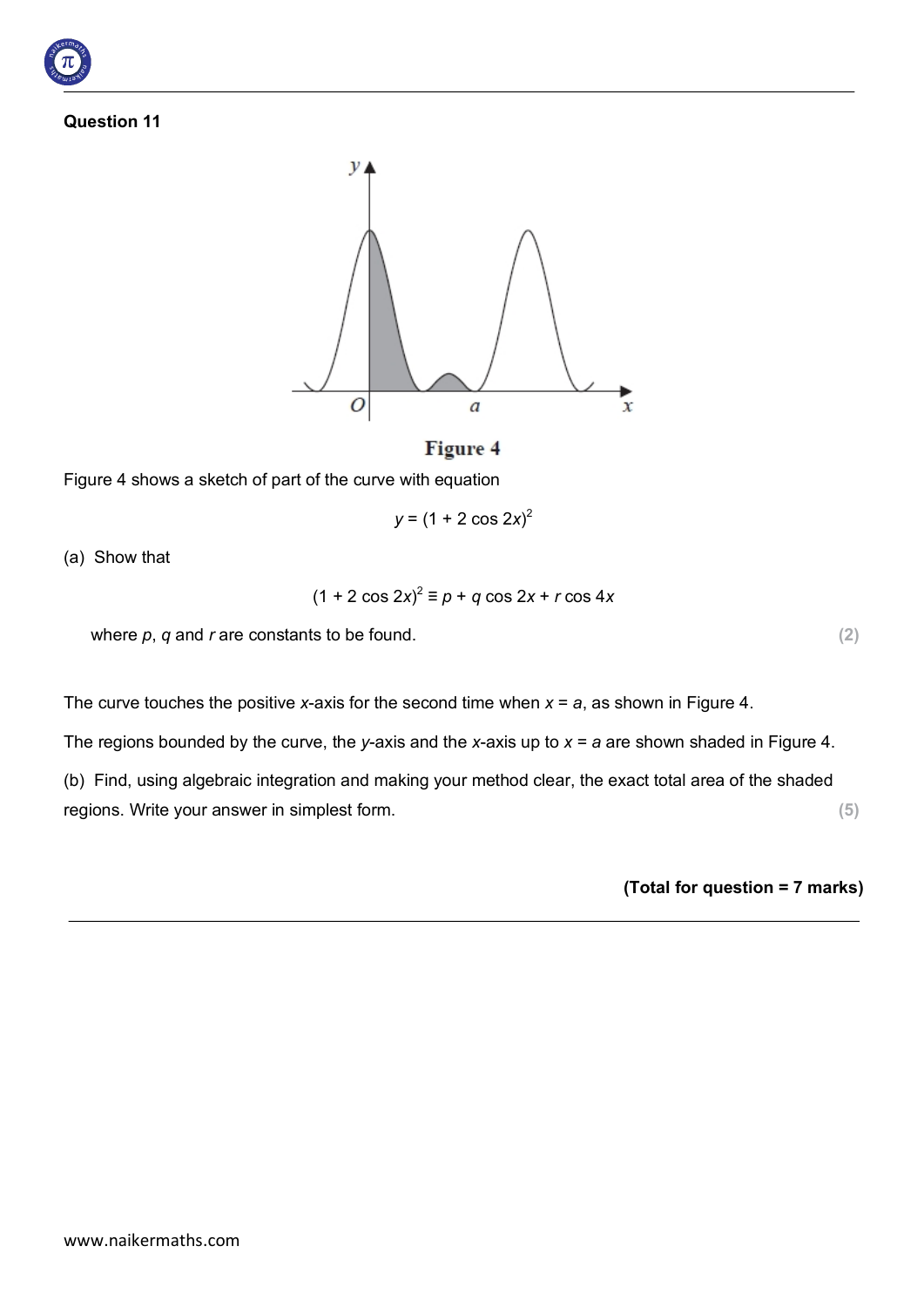**Question 11**

**Figure 4**

Figure 4 shows a sketch of part of the curve with equation

$$y = (1 + 2\cos 2x)^2$$

(a) Show that

$$(1 + 2\cos 2x)^2 \equiv p + q\cos 2x + r\cos 4x$$

where $p$, $q$ and $r$ are constants to be found. **(2)**

The curve touches the positive $x$-axis for the second time when $x = a$, as shown in Figure 4.

The regions bounded by the curve, the $y$-axis and the $x$-axis up to $x = a$ are shown shaded in Figure 4.

(b) Find, using algebraic integration and making your method clear, the exact total area of the shaded regions. Write your answer in simplest form. **(5)**

**(Total for question = 7 marks)**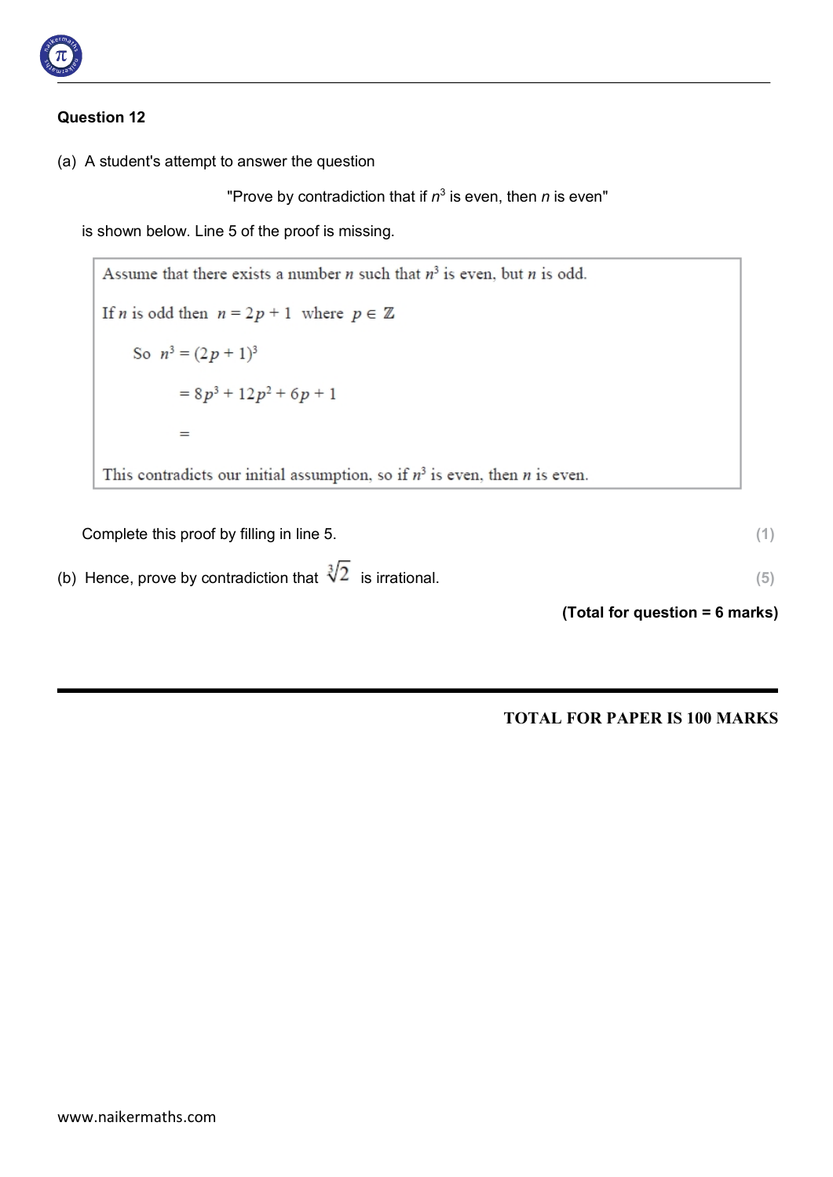**Question 12**

(a) A student's attempt to answer the question

"Prove by contradiction that if $n^3$ is even, then $n$ is even"

is shown below. Line 5 of the proof is missing.

> Assume that there exists a number $n$ such that $n^3$ is even, but $n$ is odd.
>
> If $n$ is odd then $n = 2p + 1$ where $p \in \mathbb{Z}$
>
> So $n^3 = (2p+1)^3$
>
> $= 8p^3 + 12p^2 + 6p + 1$
>
> $=$
>
> This contradicts our initial assumption, so if $n^3$ is even, then $n$ is even.

Complete this proof by filling in line 5. **(1)**

(b) Hence, prove by contradiction that $\sqrt[3]{2}$ is irrational. **(5)**

**(Total for question = 6 marks)**

---

**TOTAL FOR PAPER IS 100 MARKS**